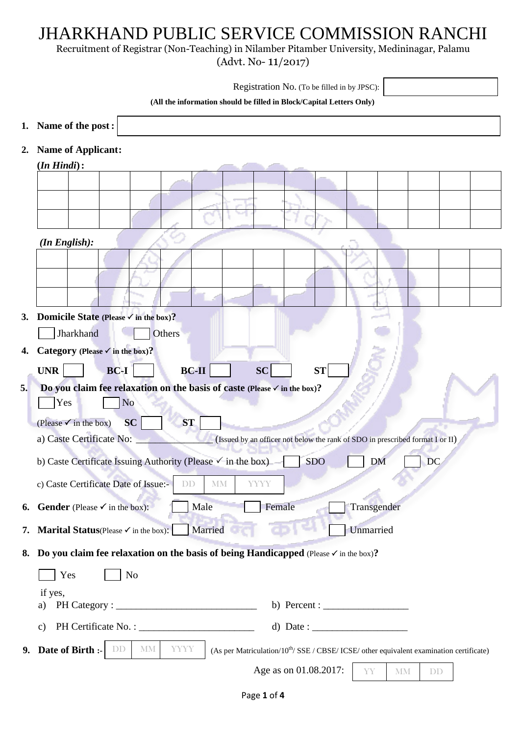# JHARKHAND PUBLIC SERVICE COMMISSION RANCHI

Recruitment of Registrar (Non-Teaching) in Nilamber Pitamber University, Medininagar, Palamu

(Advt. No- 11/2017)

Registration No. (To be filled in by JPSC): ☐

**(All the information should be filled in Block/Capital Letters Only)**

**1. Name of the post :** ______________________________

**2. Name of Applicant:**

**(*In Hindi*) :**

| | | | | | | | | | | | | | | |
|---|---|---|---|---|---|---|---|---|---|---|---|---|---|---|
| | | | | | | | | | | | | | | |
| | | | | | | | | | | | | | | |
| | | | | | | | | | | | | | | |

***(In English):***

| | | | | | | | | | | | | | | |
|---|---|---|---|---|---|---|---|---|---|---|---|---|---|---|
| | | | | | | | | | | | | | | |
| | | | | | | | | | | | | | | |
| | | | | | | | | | | | | | | |

**3. Domicile State (Please ✓ in the box)?**

☐ Jharkhand ☐ Others

**4. Category (Please ✓ in the box)?**

**UNR** ☐ **BC-I** ☐ **BC-II** ☐ **SC** ☐ **ST** ☐

**5. Do you claim fee relaxation on the basis of caste (Please ✓ in the box)?**

☐ Yes ☐ No

(Please ✓ in the box) **SC** ☐ **ST** ☐

a) Caste Certificate No: _______________ (Issued by an officer not below the rank of SDO in prescribed format I or II)

b) Caste Certificate Issuing Authority (Please ✓ in the box) ☐ SDO ☐ DM ☐ DC

c) Caste Certificate Date of Issue:- | DD | MM | YYYY |

**6. Gender** (Please ✓ in the box): ☐ Male ☐ Female ☐ Transgender

**7. Marital Status**(Please ✓ in the box): ☐ Married ☐ Unmarried

**8. Do you claim fee relaxation on the basis of being Handicapped** (Please ✓ in the box)**?**

☐ Yes ☐ No

if yes,

a) PH Category : ____________________________ b) Percent : _________________

c) PH Certificate No. : _______________________ d) Date : ___________________

**9. Date of Birth :-** | DD | MM | YYYY | (As per Matriculation/10th/ SSE / CBSE/ ICSE/ other equivalent examination certificate)

Age as on 01.08.2017: | YY | MM | DD |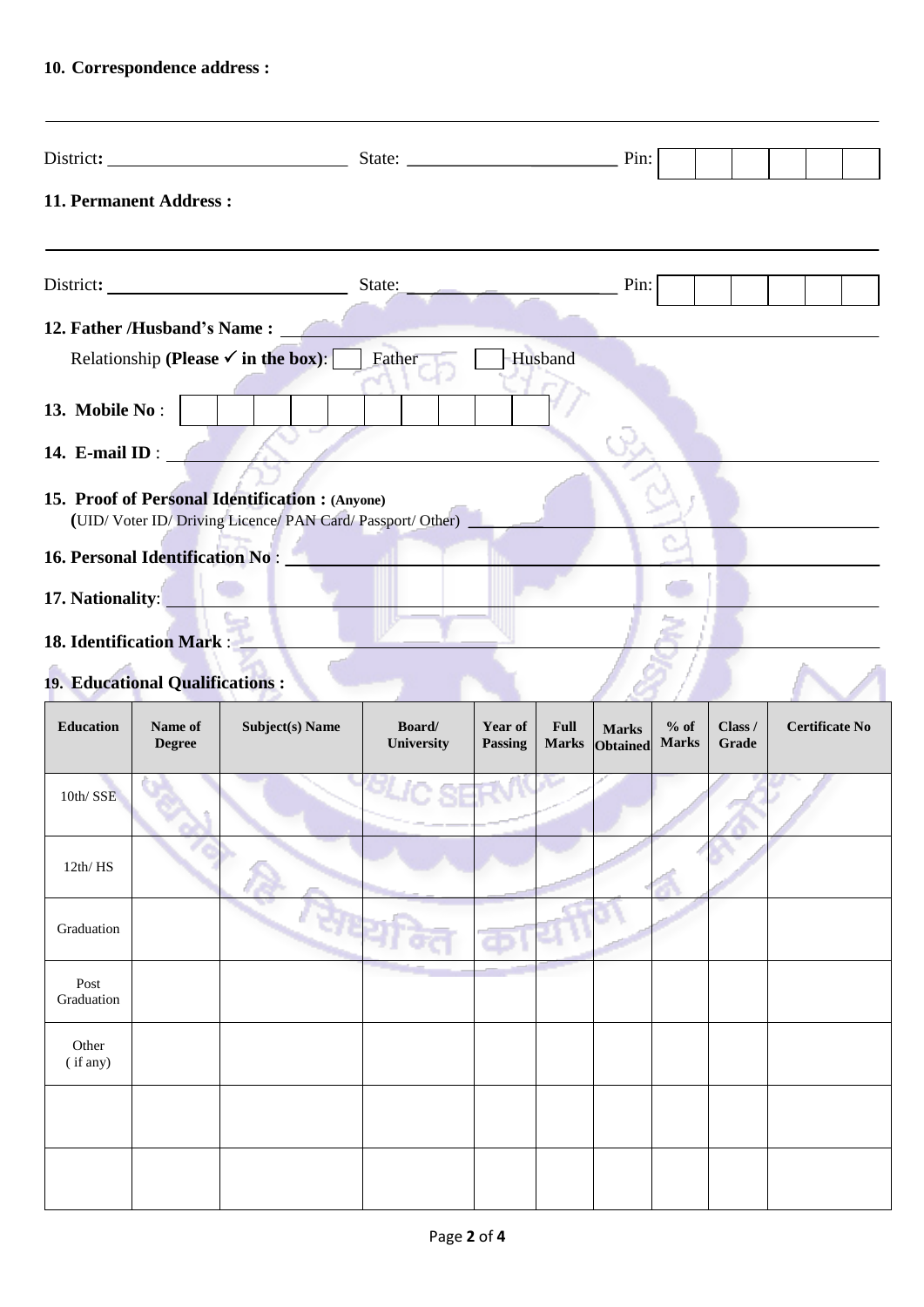**10. Correspondence address :**

\_\_\_\_\_\_\_\_\_\_\_\_\_\_\_\_\_\_\_\_\_\_\_\_\_\_\_\_\_\_\_\_\_\_\_\_\_\_\_\_\_\_\_\_\_\_\_\_\_\_\_\_\_\_\_\_\_\_\_\_\_\_\_\_\_\_\_\_\_\_

District**:** \_\_\_\_\_\_\_\_\_\_\_\_\_\_\_\_\_\_\_\_\_\_\_\_ State: \_\_\_\_\_\_\_\_\_\_\_\_\_\_\_\_\_\_\_\_\_\_ Pin: | | | | | | |

**11. Permanent Address :**

\_\_\_\_\_\_\_\_\_\_\_\_\_\_\_\_\_\_\_\_\_\_\_\_\_\_\_\_\_\_\_\_\_\_\_\_\_\_\_\_\_\_\_\_\_\_\_\_\_\_\_\_\_\_\_\_\_\_\_\_\_\_\_\_\_\_\_\_\_\_

District**:** \_\_\_\_\_\_\_\_\_\_\_\_\_\_\_\_\_\_\_\_\_\_\_\_ State: \_\_\_\_\_\_\_\_\_\_\_\_\_\_\_\_\_\_\_\_\_\_ Pin: | | | | | | |

**12. Father /Husband's Name :** \_\_\_\_\_\_\_\_\_\_\_\_\_\_\_\_\_\_\_\_\_\_\_\_\_\_\_\_\_\_\_\_\_\_\_\_\_\_\_\_\_\_\_\_\_\_\_\_

Relationship **(Please ✓ in the box)**: ☐ Father ☐ Husband

**13. Mobile No** : | | | | | | | | | | |

**14. E-mail ID** : \_\_\_\_\_\_\_\_\_\_\_\_\_\_\_\_\_\_\_\_\_\_\_\_\_\_\_\_\_\_\_\_\_\_\_\_\_\_\_\_\_\_\_\_\_\_\_\_\_\_\_\_\_\_\_\_\_\_\_\_

**15. Proof of Personal Identification : (Anyone)**
**(**UID/ Voter ID/ Driving Licence/ PAN Card/ Passport/ Other) \_\_\_\_\_\_\_\_\_\_\_\_\_\_\_\_\_\_\_\_\_\_\_\_\_\_\_\_

**16. Personal Identification No** : \_\_\_\_\_\_\_\_\_\_\_\_\_\_\_\_\_\_\_\_\_\_\_\_\_\_\_\_\_\_\_\_\_\_\_\_\_\_\_\_\_\_\_\_\_\_\_\_

**17. Nationality**: \_\_\_\_\_\_\_\_\_\_\_\_\_\_\_\_\_\_\_\_\_\_\_\_\_\_\_\_\_\_\_\_\_\_\_\_\_\_\_\_\_\_\_\_\_\_\_\_\_\_\_\_\_\_\_\_\_\_\_\_

**18. Identification Mark** : \_\_\_\_\_\_\_\_\_\_\_\_\_\_\_\_\_\_\_\_\_\_\_\_\_\_\_\_\_\_\_\_\_\_\_\_\_\_\_\_\_\_\_\_\_\_\_\_\_\_\_\_\_\_

**19. Educational Qualifications :**

| Education | Name of Degree | Subject(s) Name | Board/ University | Year of Passing | Full Marks | Marks Obtained | % of Marks | Class / Grade | Certificate No |
|---|---|---|---|---|---|---|---|---|---|
| 10th/ SSE | | | | | | | | | |
| 12th/ HS | | | | | | | | | |
| Graduation | | | | | | | | | |
| Post Graduation | | | | | | | | | |
| Other ( if any) | | | | | | | | | |
| | | | | | | | | | |
| | | | | | | | | | |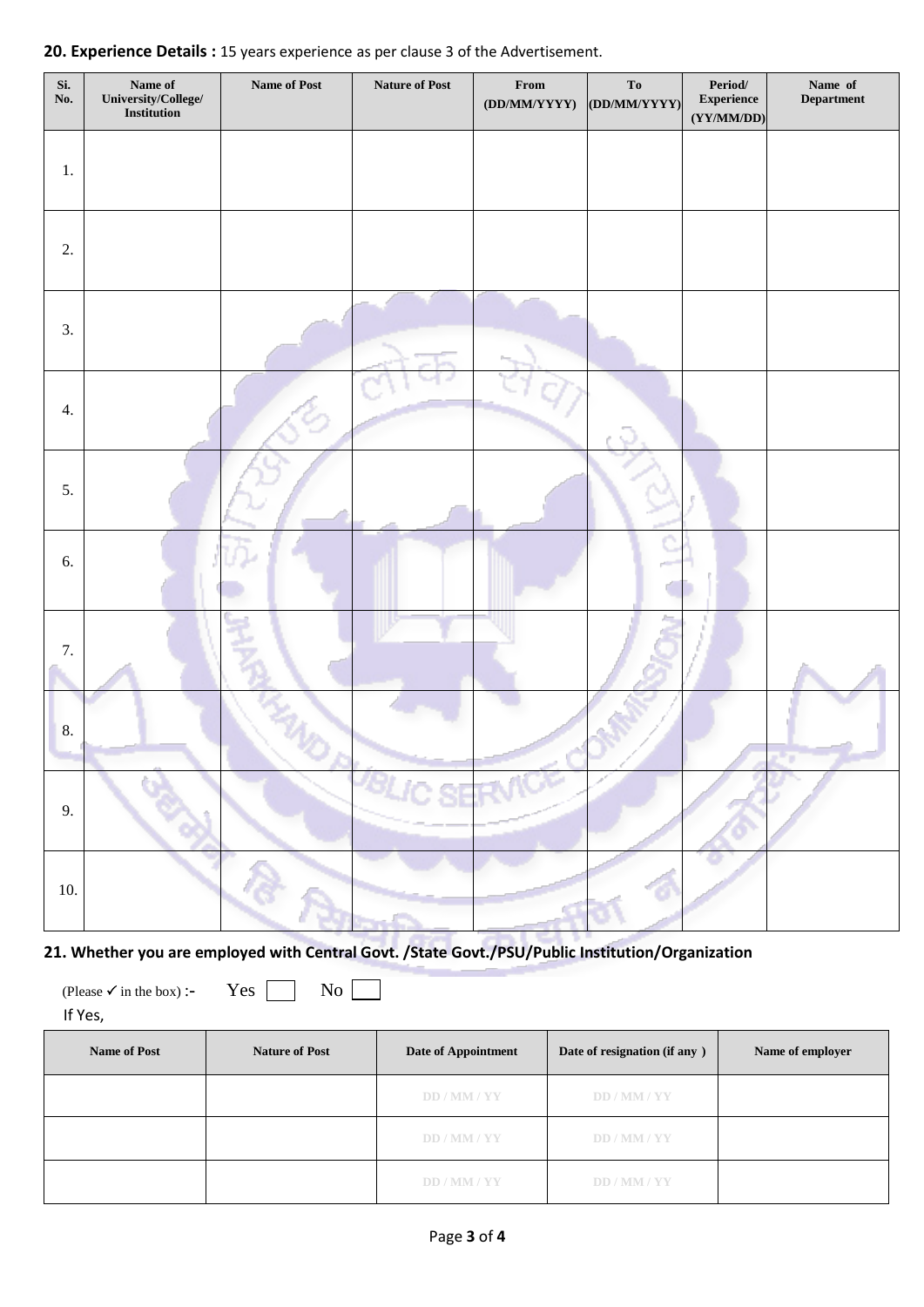**20. Experience Details :** 15 years experience as per clause 3 of the Advertisement.

| Sl. No. | Name of University/College/ Institution | Name of Post | Nature of Post | From (DD/MM/YYYY) | To (DD/MM/YYYY) | Period/ Experience (YY/MM/DD) | Name of Department |
|---|---|---|---|---|---|---|---|
| 1. | | | | | | | |
| 2. | | | | | | | |
| 3. | | | | | | | |
| 4. | | | | | | | |
| 5. | | | | | | | |
| 6. | | | | | | | |
| 7. | | | | | | | |
| 8. | | | | | | | |
| 9. | | | | | | | |
| 10. | | | | | | | |

**21. Whether you are employed with Central Govt. /State Govt./PSU/Public Institution/Organization**

(Please ✓ in the box) :- Yes ☐ No ☐

If Yes,

| Name of Post | Nature of Post | Date of Appointment | Date of resignation (if any ) | Name of employer |
|---|---|---|---|---|
| | | DD / MM / YY | DD / MM / YY | |
| | | DD / MM / YY | DD / MM / YY | |
| | | DD / MM / YY | DD / MM / YY | |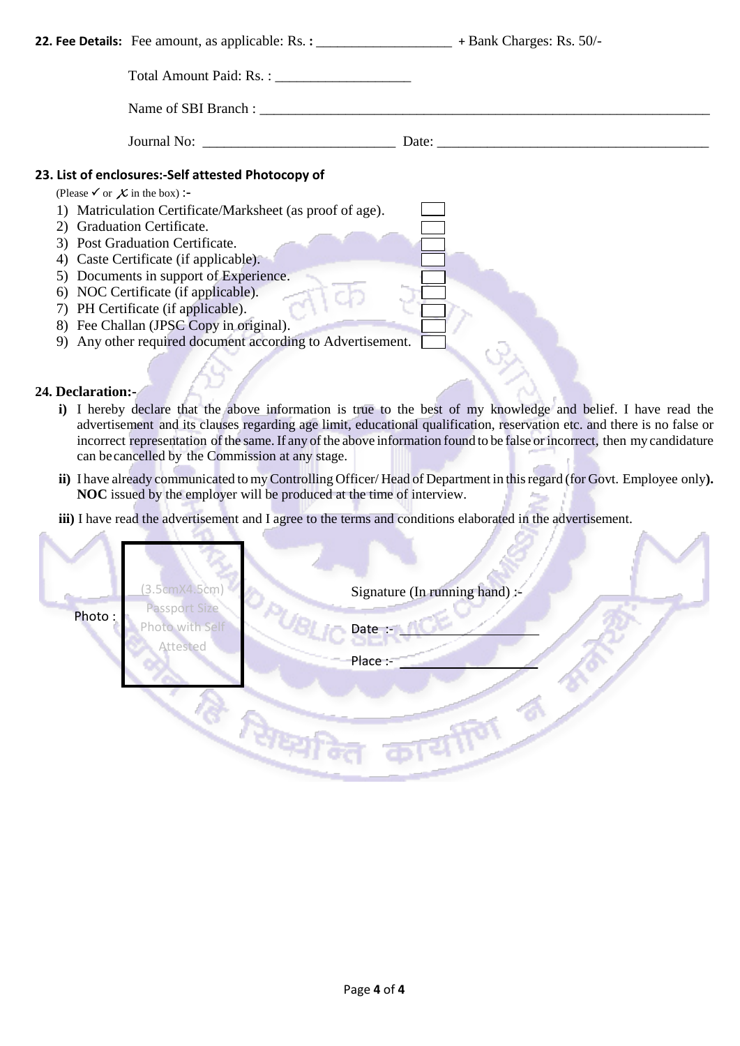**22. Fee Details:** Fee amount, as applicable: Rs. **:** ___________________ + Bank Charges: Rs. 50/-

Total Amount Paid: Rs. : ___________________

Name of SBI Branch : ________________________________________________________________

Journal No: ___________________________ Date: _______________________________________

**23. List of enclosures:-Self attested Photocopy of**

(Please ✓ or ✗ in the box) :-

1) Matriculation Certificate/Marksheet (as proof of age). ☐
2) Graduation Certificate. ☐
3) Post Graduation Certificate. ☐
4) Caste Certificate (if applicable). ☐
5) Documents in support of Experience. ☐
6) NOC Certificate (if applicable). ☐
7) PH Certificate (if applicable). ☐
8) Fee Challan (JPSC Copy in original). ☐
9) Any other required document according to Advertisement. ☐

**24. Declaration:-**

**i)** I hereby declare that the above information is true to the best of my knowledge and belief. I have read the advertisement and its clauses regarding age limit, educational qualification, reservation etc. and there is no false or incorrect representation of the same. If any of the above information found to be false or incorrect, then my candidature can be cancelled by the Commission at any stage.

**ii)** I have already communicated to my Controlling Officer/ Head of Department in this regard (for Govt. Employee only**). NOC** issued by the employer will be produced at the time of interview.

**iii)** I have read the advertisement and I agree to the terms and conditions elaborated in the advertisement.

Photo : (3.5cmX4.5cm) Passport Size Photo with Self Attested

Signature (In running hand) :-

Date :- ____________________

Place :- ____________________